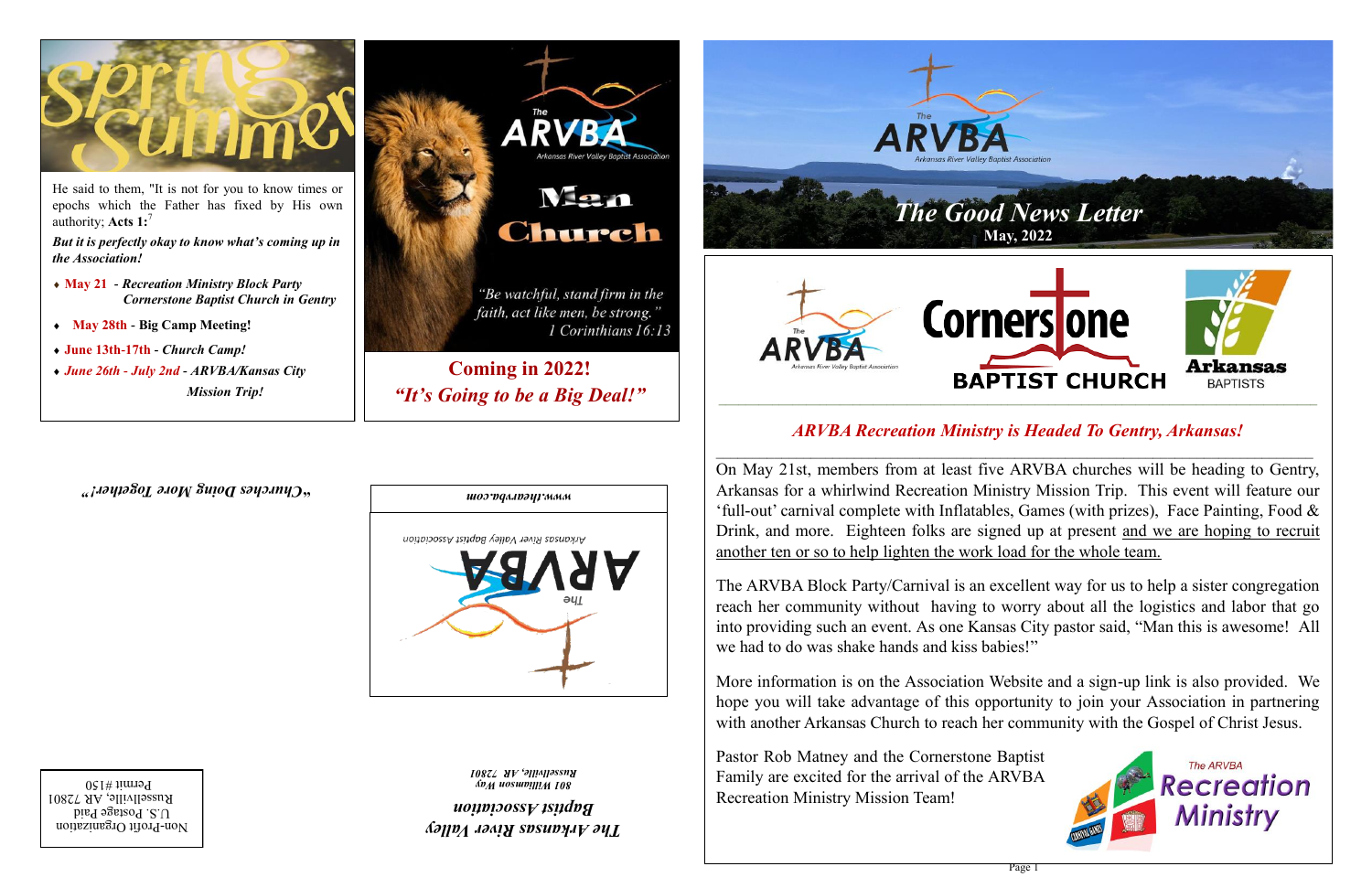He said to them, "It is not for you to know times or epochs which the Father has fixed by His own authority; **Acts 1:**7

***But it is perfectly okay to know what's coming up in the Association!***

- **May 21** - *Recreation Ministry Block Party Cornerstone Baptist Church in Gentry*
- **May 28th** - **Big Camp Meeting!**
- **June 13th-17th** - ***Church Camp!***
- ***June 26th - July 2nd*** - ***ARVBA/Kansas City Mission Trip!***

The ARVBA

Arkansas River Valley Baptist Association

# Man Church

*"Be watchful, stand firm in the faith, act like men, be strong."*
1 Corinthians 16:13

**Coming in 2022!**
***"It's Going to be a Big Deal!"***

***"Churches Doing More Together!"***

*www.thearvba.com*

The ARVBA

Arkansas River Valley Baptist Association

***The Arkansas River Valley Baptist Association***
*801 Williamson Way*
*Russellville, AR 72801*

Non-Profit Organization
U.S. Postage Paid
Russellville, AR 72801
Permit #150

The ARVBA

Arkansas River Valley Baptist Association

# *The Good News Letter*

**May, 2022**

The ARVBA — Cornerstone BAPTIST CHURCH — Arkansas BAPTISTS

## *ARVBA Recreation Ministry is Headed To Gentry, Arkansas!*

On May 21st, members from at least five ARVBA churches will be heading to Gentry, Arkansas for a whirlwind Recreation Ministry Mission Trip. This event will feature our 'full-out' carnival complete with Inflatables, Games (with prizes), Face Painting, Food & Drink, and more. Eighteen folks are signed up at present and we are hoping to recruit another ten or so to help lighten the work load for the whole team.

The ARVBA Block Party/Carnival is an excellent way for us to help a sister congregation reach her community without having to worry about all the logistics and labor that go into providing such an event. As one Kansas City pastor said, "Man this is awesome! All we had to do was shake hands and kiss babies!"

More information is on the Association Website and a sign-up link is also provided. We hope you will take advantage of this opportunity to join your Association in partnering with another Arkansas Church to reach her community with the Gospel of Christ Jesus.

Pastor Rob Matney and the Cornerstone Baptist Family are excited for the arrival of the ARVBA Recreation Ministry Mission Team!

The ARVBA Recreation Ministry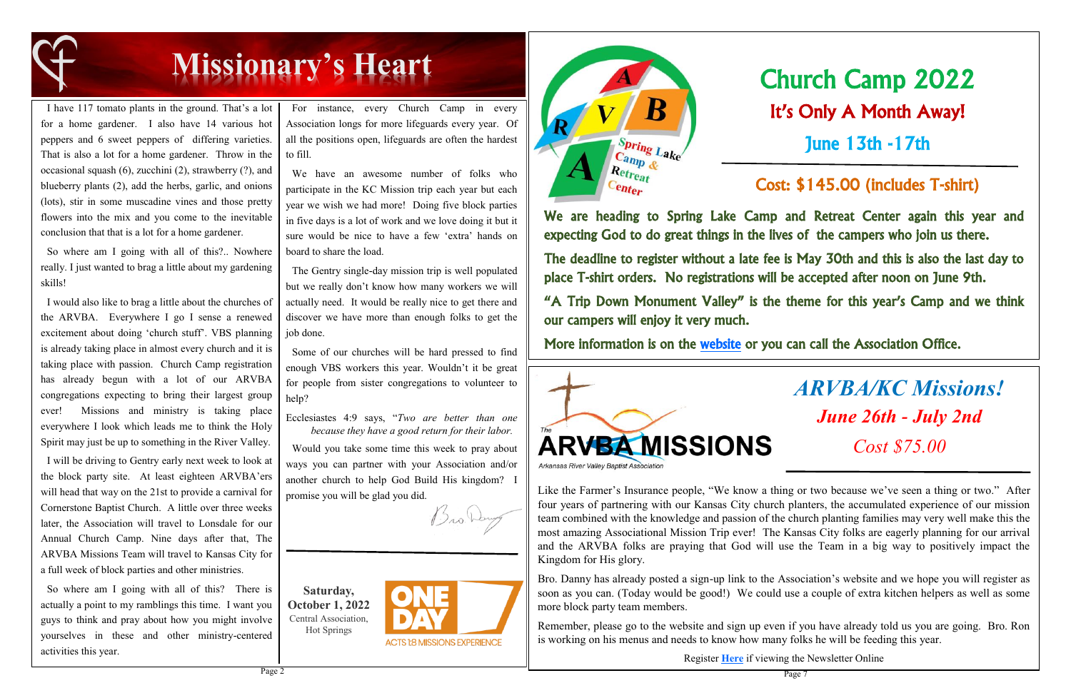# Missionary's Heart

I have 117 tomato plants in the ground. That's a lot for a home gardener. I also have 14 various hot peppers and 6 sweet peppers of differing varieties. That is also a lot for a home gardener. Throw in the occasional squash (6), zucchini (2), strawberry (?), and blueberry plants (2), add the herbs, garlic, and onions (lots), stir in some muscadine vines and those pretty flowers into the mix and you come to the inevitable conclusion that that is a lot for a home gardener.

So where am I going with all of this?.. Nowhere really. I just wanted to brag a little about my gardening skills!

I would also like to brag a little about the churches of the ARVBA. Everywhere I go I sense a renewed excitement about doing 'church stuff'. VBS planning is already taking place in almost every church and it is taking place with passion. Church Camp registration has already begun with a lot of our ARVBA congregations expecting to bring their largest group ever! Missions and ministry is taking place everywhere I look which leads me to think the Holy Spirit may just be up to something in the River Valley.

I will be driving to Gentry early next week to look at the block party site. At least eighteen ARVBA'ers will head that way on the 21st to provide a carnival for Cornerstone Baptist Church. A little over three weeks later, the Association will travel to Lonsdale for our Annual Church Camp. Nine days after that, The ARVBA Missions Team will travel to Kansas City for a full week of block parties and other ministries.

So where am I going with all of this? There is actually a point to my ramblings this time. I want you guys to think and pray about how you might involve yourselves in these and other ministry-centered activities this year.

For instance, every Church Camp in every Association longs for more lifeguards every year. Of all the positions open, lifeguards are often the hardest to fill.

We have an awesome number of folks who participate in the KC Mission trip each year but each year we wish we had more! Doing five block parties in five days is a lot of work and we love doing it but it sure would be nice to have a few 'extra' hands on board to share the load.

The Gentry single-day mission trip is well populated but we really don't know how many workers we will actually need. It would be really nice to get there and discover we have more than enough folks to get the job done.

Some of our churches will be hard pressed to find enough VBS workers this year. Wouldn't it be great for people from sister congregations to volunteer to help?

Ecclesiastes 4:9 says, "*Two are better than one because they have a good return for their labor.*

Would you take some time this week to pray about ways you can partner with your Association and/or another church to help God Build His kingdom? I promise you will be glad you did.

Bro Danny

**Saturday, October 1, 2022**
Central Association, Hot Springs

ONE DAY
ACTS 1:8 MISSIONS EXPERIENCE

ARVBA
Spring Lake Camp & Retreat Center

# Church Camp 2022

## It's Only A Month Away!

## June 13th -17th

### Cost: $145.00 (includes T-shirt)

**We are heading to Spring Lake Camp and Retreat Center again this year and expecting God to do great things in the lives of the campers who join us there.**

**The deadline to register without a late fee is May 30th and this is also the last day to place T-shirt orders. No registrations will be accepted after noon on June 9th.**

**"A Trip Down Monument Valley" is the theme for this year's Camp and we think our campers will enjoy it very much.**

**More information is on the website or you can call the Association Office.**

The ARVBA MISSIONS
Arkansas River Valley Baptist Association

## *ARVBA/KC Missions!*

### *June 26th - July 2nd*

*Cost $75.00*

Like the Farmer's Insurance people, "We know a thing or two because we've seen a thing or two." After four years of partnering with our Kansas City church planters, the accumulated experience of our mission team combined with the knowledge and passion of the church planting families may very well make this the most amazing Associational Mission Trip ever! The Kansas City folks are eagerly planning for our arrival and the ARVBA folks are praying that God will use the Team in a big way to positively impact the Kingdom for His glory.

Bro. Danny has already posted a sign-up link to the Association's website and we hope you will register as soon as you can. (Today would be good!) We could use a couple of extra kitchen helpers as well as some more block party team members.

Remember, please go to the website and sign up even if you have already told us you are going. Bro. Ron is working on his menus and needs to know how many folks he will be feeding this year.

Register **Here** if viewing the Newsletter Online